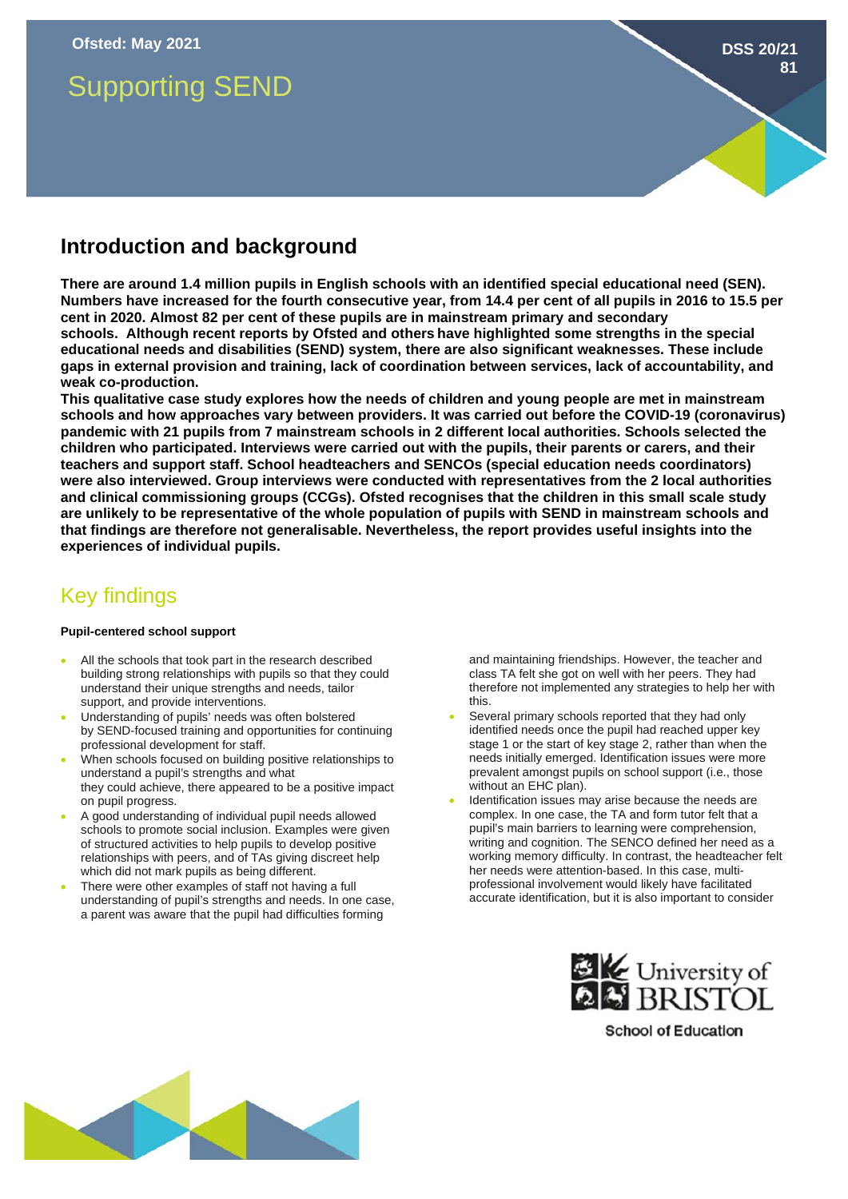Ofsted: May 2021

DSS 20/21 81

# Supporting SEND

## Introduction and background

**There are around 1.4 million pupils in English schools with an identified special educational need (SEN). Numbers have increased for the fourth consecutive year, from 14.4 per cent of all pupils in 2016 to 15.5 per cent in 2020. Almost 82 per cent of these pupils are in mainstream primary and secondary schools. Although recent reports by Ofsted and others have highlighted some strengths in the special educational needs and disabilities (SEND) system, there are also significant weaknesses. These include gaps in external provision and training, lack of coordination between services, lack of accountability, and weak co-production.**

**This qualitative case study explores how the needs of children and young people are met in mainstream schools and how approaches vary between providers. It was carried out before the COVID-19 (coronavirus) pandemic with 21 pupils from 7 mainstream schools in 2 different local authorities. Schools selected the children who participated. Interviews were carried out with the pupils, their parents or carers, and their teachers and support staff. School headteachers and SENCOs (special education needs coordinators) were also interviewed. Group interviews were conducted with representatives from the 2 local authorities and clinical commissioning groups (CCGs). Ofsted recognises that the children in this small scale study are unlikely to be representative of the whole population of pupils with SEND in mainstream schools and that findings are therefore not generalisable. Nevertheless, the report provides useful insights into the experiences of individual pupils.**

## Key findings

**Pupil-centered school support**

- All the schools that took part in the research described building strong relationships with pupils so that they could understand their unique strengths and needs, tailor support, and provide interventions.
- Understanding of pupils' needs was often bolstered by SEND-focused training and opportunities for continuing professional development for staff.
- When schools focused on building positive relationships to understand a pupil's strengths and what they could achieve, there appeared to be a positive impact on pupil progress.
- A good understanding of individual pupil needs allowed schools to promote social inclusion. Examples were given of structured activities to help pupils to develop positive relationships with peers, and of TAs giving discreet help which did not mark pupils as being different.
- There were other examples of staff not having a full understanding of pupil's strengths and needs. In one case, a parent was aware that the pupil had difficulties forming and maintaining friendships. However, the teacher and class TA felt she got on well with her peers. They had therefore not implemented any strategies to help her with this.
- Several primary schools reported that they had only identified needs once the pupil had reached upper key stage 1 or the start of key stage 2, rather than when the needs initially emerged. Identification issues were more prevalent amongst pupils on school support (i.e., those without an EHC plan).
- Identification issues may arise because the needs are complex. In one case, the TA and form tutor felt that a pupil's main barriers to learning were comprehension, writing and cognition. The SENCO defined her need as a working memory difficulty. In contrast, the headteacher felt her needs were attention-based. In this case, multi-professional involvement would likely have facilitated accurate identification, but it is also important to consider

University of BRISTOL
School of Education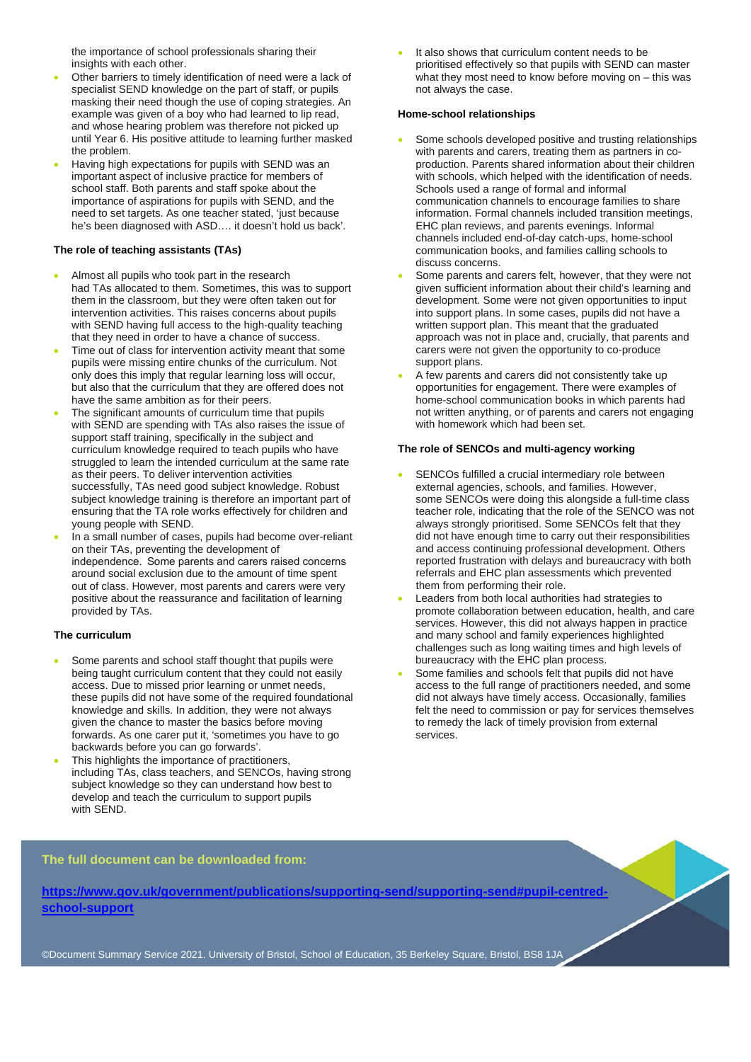the importance of school professionals sharing their insights with each other.

- Other barriers to timely identification of need were a lack of specialist SEND knowledge on the part of staff, or pupils masking their need though the use of coping strategies. An example was given of a boy who had learned to lip read, and whose hearing problem was therefore not picked up until Year 6. His positive attitude to learning further masked the problem.
- Having high expectations for pupils with SEND was an important aspect of inclusive practice for members of school staff. Both parents and staff spoke about the importance of aspirations for pupils with SEND, and the need to set targets. As one teacher stated, 'just because he's been diagnosed with ASD…. it doesn't hold us back'.

**The role of teaching assistants (TAs)**

- Almost all pupils who took part in the research had TAs allocated to them. Sometimes, this was to support them in the classroom, but they were often taken out for intervention activities. This raises concerns about pupils with SEND having full access to the high-quality teaching that they need in order to have a chance of success.
- Time out of class for intervention activity meant that some pupils were missing entire chunks of the curriculum. Not only does this imply that regular learning loss will occur, but also that the curriculum that they are offered does not have the same ambition as for their peers.
- The significant amounts of curriculum time that pupils with SEND are spending with TAs also raises the issue of support staff training, specifically in the subject and curriculum knowledge required to teach pupils who have struggled to learn the intended curriculum at the same rate as their peers. To deliver intervention activities successfully, TAs need good subject knowledge. Robust subject knowledge training is therefore an important part of ensuring that the TA role works effectively for children and young people with SEND.
- In a small number of cases, pupils had become over-reliant on their TAs, preventing the development of independence. Some parents and carers raised concerns around social exclusion due to the amount of time spent out of class. However, most parents and carers were very positive about the reassurance and facilitation of learning provided by TAs.

**The curriculum**

- Some parents and school staff thought that pupils were being taught curriculum content that they could not easily access. Due to missed prior learning or unmet needs, these pupils did not have some of the required foundational knowledge and skills. In addition, they were not always given the chance to master the basics before moving forwards. As one carer put it, 'sometimes you have to go backwards before you can go forwards'.
- This highlights the importance of practitioners, including TAs, class teachers, and SENCOs, having strong subject knowledge so they can understand how best to develop and teach the curriculum to support pupils with SEND.
- It also shows that curriculum content needs to be prioritised effectively so that pupils with SEND can master what they most need to know before moving on – this was not always the case.

**Home-school relationships**

- Some schools developed positive and trusting relationships with parents and carers, treating them as partners in co-production. Parents shared information about their children with schools, which helped with the identification of needs. Schools used a range of formal and informal communication channels to encourage families to share information. Formal channels included transition meetings, EHC plan reviews, and parents evenings. Informal channels included end-of-day catch-ups, home-school communication books, and families calling schools to discuss concerns.
- Some parents and carers felt, however, that they were not given sufficient information about their child's learning and development. Some were not given opportunities to input into support plans. In some cases, pupils did not have a written support plan. This meant that the graduated approach was not in place and, crucially, that parents and carers were not given the opportunity to co-produce support plans.
- A few parents and carers did not consistently take up opportunities for engagement. There were examples of home-school communication books in which parents had not written anything, or of parents and carers not engaging with homework which had been set.

**The role of SENCOs and multi-agency working**

- SENCOs fulfilled a crucial intermediary role between external agencies, schools, and families. However, some SENCOs were doing this alongside a full-time class teacher role, indicating that the role of the SENCO was not always strongly prioritised. Some SENCOs felt that they did not have enough time to carry out their responsibilities and access continuing professional development. Others reported frustration with delays and bureaucracy with both referrals and EHC plan assessments which prevented them from performing their role.
- Leaders from both local authorities had strategies to promote collaboration between education, health, and care services. However, this did not always happen in practice and many school and family experiences highlighted challenges such as long waiting times and high levels of bureaucracy with the EHC plan process.
- Some families and schools felt that pupils did not have access to the full range of practitioners needed, and some did not always have timely access. Occasionally, families felt the need to commission or pay for services themselves to remedy the lack of timely provision from external services.

**The full document can be downloaded from:**

[https://www.gov.uk/government/publications/supporting-send/supporting-send#pupil-centred-school-support](https://www.gov.uk/government/publications/supporting-send/supporting-send#pupil-centred-school-support)

©Document Summary Service 2021. University of Bristol, School of Education, 35 Berkeley Square, Bristol, BS8 1JA